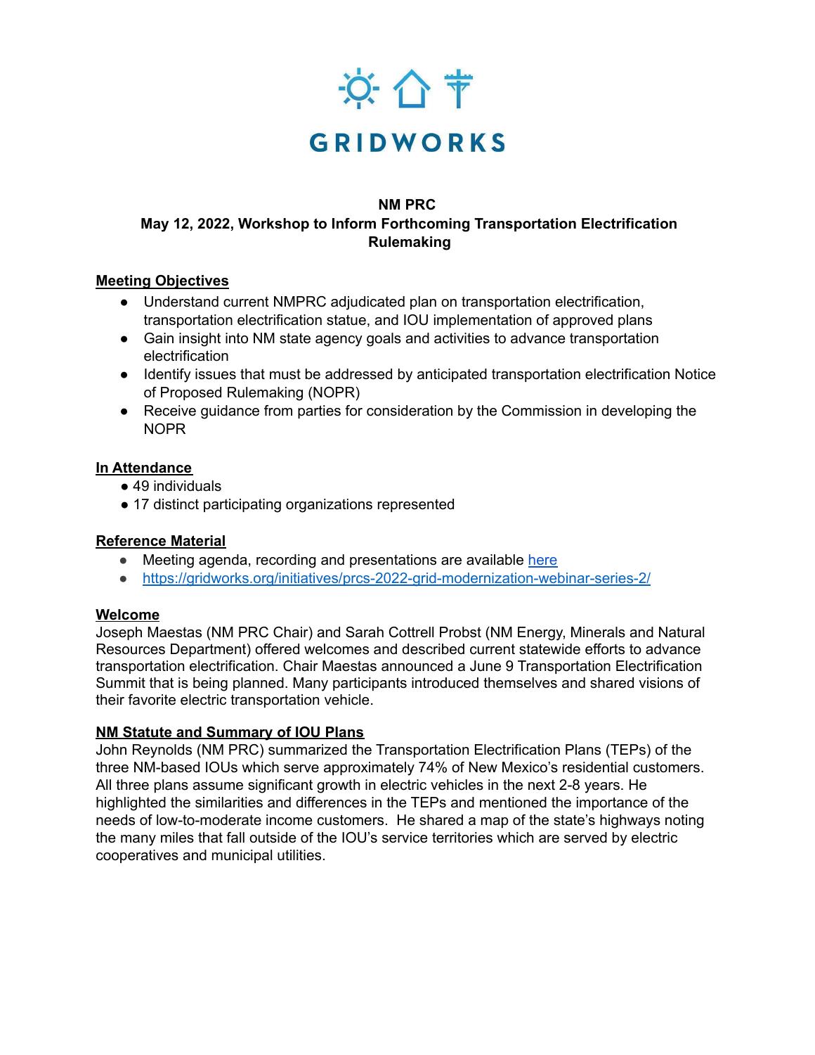# GRIDWORKS

**NM PRC**
**May 12, 2022, Workshop to Inform Forthcoming Transportation Electrification Rulemaking**

## Meeting Objectives

- Understand current NMPRC adjudicated plan on transportation electrification, transportation electrification statue, and IOU implementation of approved plans
- Gain insight into NM state agency goals and activities to advance transportation electrification
- Identify issues that must be addressed by anticipated transportation electrification Notice of Proposed Rulemaking (NOPR)
- Receive guidance from parties for consideration by the Commission in developing the NOPR

## In Attendance

- 49 individuals
- 17 distinct participating organizations represented

## Reference Material

- Meeting agenda, recording and presentations are available here
- https://gridworks.org/initiatives/prcs-2022-grid-modernization-webinar-series-2/

## Welcome

Joseph Maestas (NM PRC Chair) and Sarah Cottrell Probst (NM Energy, Minerals and Natural Resources Department) offered welcomes and described current statewide efforts to advance transportation electrification. Chair Maestas announced a June 9 Transportation Electrification Summit that is being planned. Many participants introduced themselves and shared visions of their favorite electric transportation vehicle.

## NM Statute and Summary of IOU Plans

John Reynolds (NM PRC) summarized the Transportation Electrification Plans (TEPs) of the three NM-based IOUs which serve approximately 74% of New Mexico's residential customers. All three plans assume significant growth in electric vehicles in the next 2-8 years. He highlighted the similarities and differences in the TEPs and mentioned the importance of the needs of low-to-moderate income customers. He shared a map of the state's highways noting the many miles that fall outside of the IOU's service territories which are served by electric cooperatives and municipal utilities.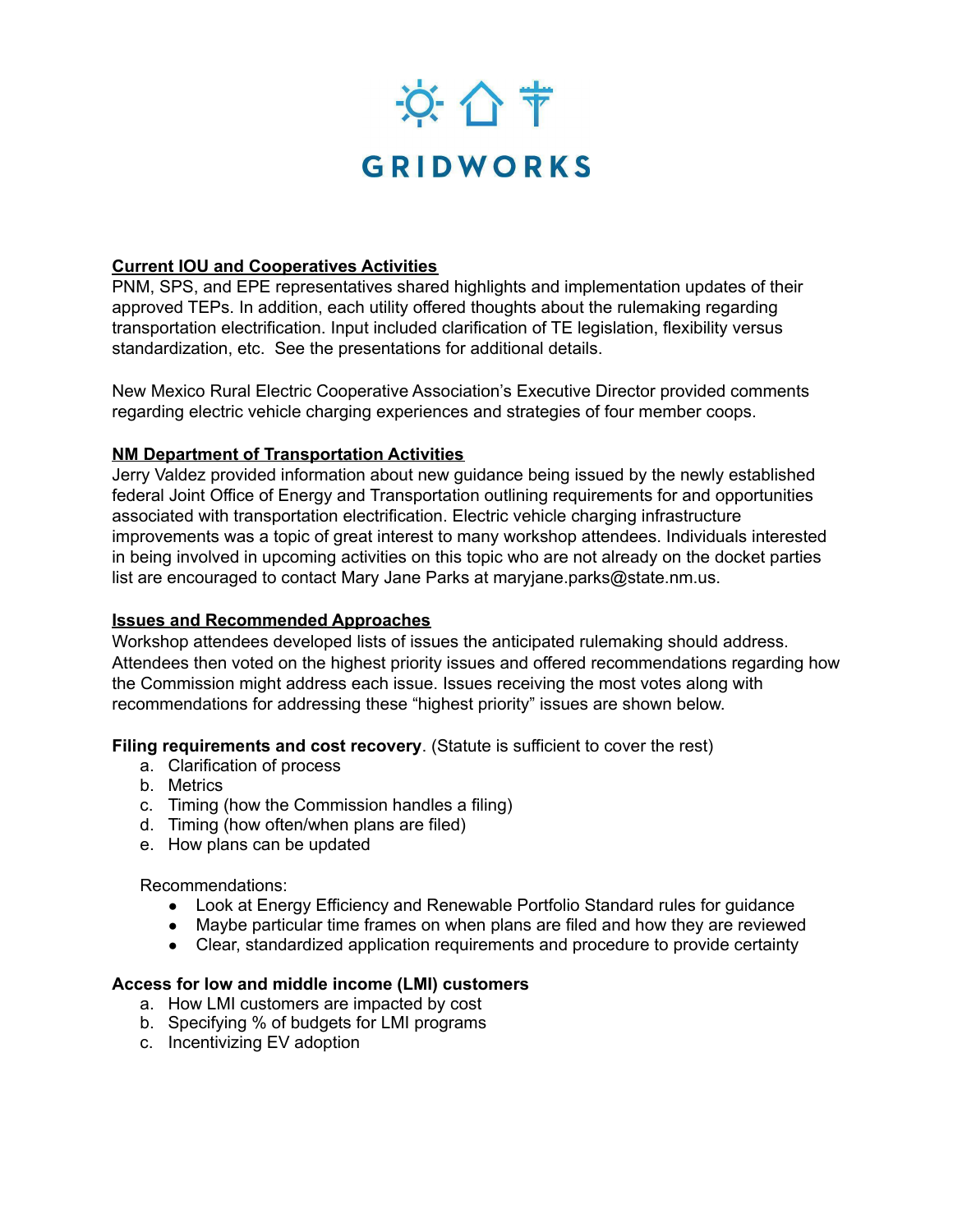GRIDWORKS

**Current IOU and Cooperatives Activities**

PNM, SPS, and EPE representatives shared highlights and implementation updates of their approved TEPs. In addition, each utility offered thoughts about the rulemaking regarding transportation electrification. Input included clarification of TE legislation, flexibility versus standardization, etc. See the presentations for additional details.

New Mexico Rural Electric Cooperative Association's Executive Director provided comments regarding electric vehicle charging experiences and strategies of four member coops.

**NM Department of Transportation Activities**

Jerry Valdez provided information about new guidance being issued by the newly established federal Joint Office of Energy and Transportation outlining requirements for and opportunities associated with transportation electrification. Electric vehicle charging infrastructure improvements was a topic of great interest to many workshop attendees. Individuals interested in being involved in upcoming activities on this topic who are not already on the docket parties list are encouraged to contact Mary Jane Parks at maryjane.parks@state.nm.us.

**Issues and Recommended Approaches**

Workshop attendees developed lists of issues the anticipated rulemaking should address. Attendees then voted on the highest priority issues and offered recommendations regarding how the Commission might address each issue. Issues receiving the most votes along with recommendations for addressing these "highest priority" issues are shown below.

**Filing requirements and cost recovery**. (Statute is sufficient to cover the rest)

a. Clarification of process
b. Metrics
c. Timing (how the Commission handles a filing)
d. Timing (how often/when plans are filed)
e. How plans can be updated

Recommendations:

- Look at Energy Efficiency and Renewable Portfolio Standard rules for guidance
- Maybe particular time frames on when plans are filed and how they are reviewed
- Clear, standardized application requirements and procedure to provide certainty

**Access for low and middle income (LMI) customers**

a. How LMI customers are impacted by cost
b. Specifying % of budgets for LMI programs
c. Incentivizing EV adoption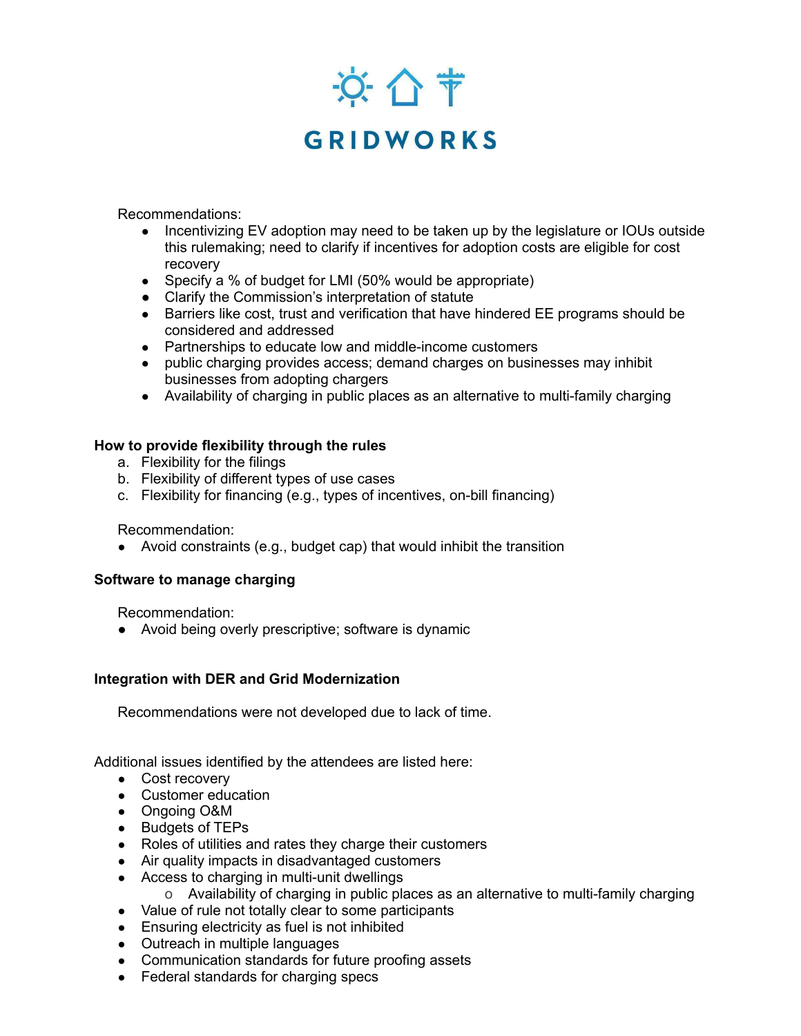Recommendations:

- Incentivizing EV adoption may need to be taken up by the legislature or IOUs outside this rulemaking; need to clarify if incentives for adoption costs are eligible for cost recovery
- Specify a % of budget for LMI (50% would be appropriate)
- Clarify the Commission's interpretation of statute
- Barriers like cost, trust and verification that have hindered EE programs should be considered and addressed
- Partnerships to educate low and middle-income customers
- public charging provides access; demand charges on businesses may inhibit businesses from adopting chargers
- Availability of charging in public places as an alternative to multi-family charging

**How to provide flexibility through the rules**

a. Flexibility for the filings
b. Flexibility of different types of use cases
c. Flexibility for financing (e.g., types of incentives, on-bill financing)

Recommendation:

- Avoid constraints (e.g., budget cap) that would inhibit the transition

**Software to manage charging**

Recommendation:

- Avoid being overly prescriptive; software is dynamic

**Integration with DER and Grid Modernization**

Recommendations were not developed due to lack of time.

Additional issues identified by the attendees are listed here:

- Cost recovery
- Customer education
- Ongoing O&M
- Budgets of TEPs
- Roles of utilities and rates they charge their customers
- Air quality impacts in disadvantaged customers
- Access to charging in multi-unit dwellings
  - Availability of charging in public places as an alternative to multi-family charging
- Value of rule not totally clear to some participants
- Ensuring electricity as fuel is not inhibited
- Outreach in multiple languages
- Communication standards for future proofing assets
- Federal standards for charging specs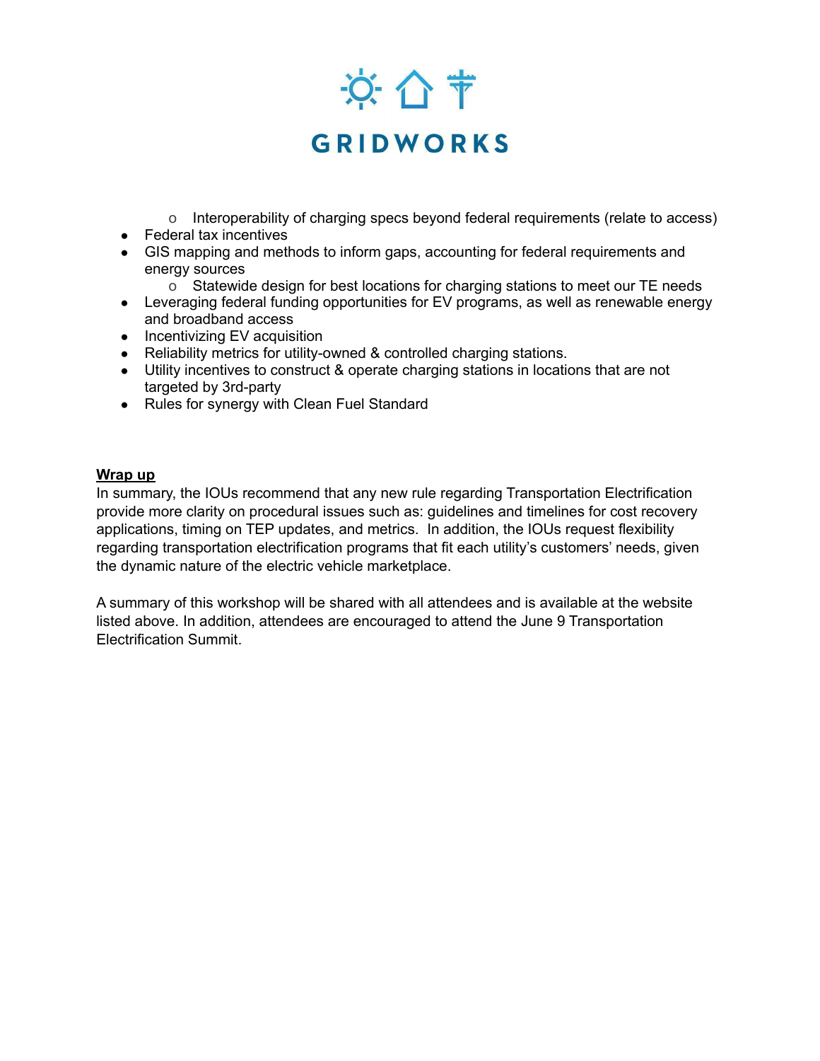- Interoperability of charging specs beyond federal requirements (relate to access)
- Federal tax incentives
- GIS mapping and methods to inform gaps, accounting for federal requirements and energy sources
   - Statewide design for best locations for charging stations to meet our TE needs
- Leveraging federal funding opportunities for EV programs, as well as renewable energy and broadband access
- Incentivizing EV acquisition
- Reliability metrics for utility-owned & controlled charging stations.
- Utility incentives to construct & operate charging stations in locations that are not targeted by 3rd-party
- Rules for synergy with Clean Fuel Standard

**Wrap up**

In summary, the IOUs recommend that any new rule regarding Transportation Electrification provide more clarity on procedural issues such as: guidelines and timelines for cost recovery applications, timing on TEP updates, and metrics. In addition, the IOUs request flexibility regarding transportation electrification programs that fit each utility's customers' needs, given the dynamic nature of the electric vehicle marketplace.

A summary of this workshop will be shared with all attendees and is available at the website listed above. In addition, attendees are encouraged to attend the June 9 Transportation Electrification Summit.